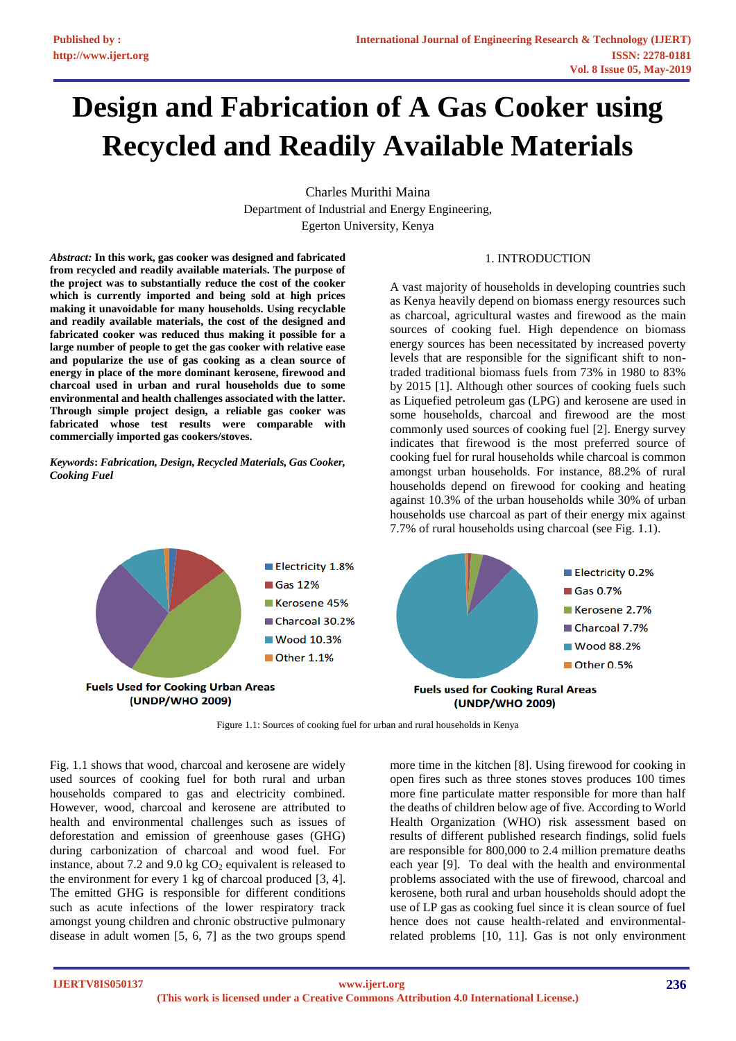# Design and Fabrication of A Gas Cooker using Recycled and Readily Available Materials

Charles Murithi Maina
Department of Industrial and Energy Engineering,
Egerton University, Kenya

***Abstract:*** **In this work, gas cooker was designed and fabricated from recycled and readily available materials. The purpose of the project was to substantially reduce the cost of the cooker which is currently imported and being sold at high prices making it unavoidable for many households. Using recyclable and readily available materials, the cost of the designed and fabricated cooker was reduced thus making it possible for a large number of people to get the gas cooker with relative ease and popularize the use of gas cooking as a clean source of energy in place of the more dominant kerosene, firewood and charcoal used in urban and rural households due to some environmental and health challenges associated with the latter. Through simple project design, a reliable gas cooker was fabricated whose test results were comparable with commercially imported gas cookers/stoves.**

***Keywords*: *Fabrication, Design, Recycled Materials, Gas Cooker, Cooking Fuel***

## 1. INTRODUCTION

A vast majority of households in developing countries such as Kenya heavily depend on biomass energy resources such as charcoal, agricultural wastes and firewood as the main sources of cooking fuel. High dependence on biomass energy sources has been necessitated by increased poverty levels that are responsible for the significant shift to non-traded traditional biomass fuels from 73% in 1980 to 83% by 2015 [1]. Although other sources of cooking fuels such as Liquefied petroleum gas (LPG) and kerosene are used in some households, charcoal and firewood are the most commonly used sources of cooking fuel [2]. Energy survey indicates that firewood is the most preferred source of cooking fuel for rural households while charcoal is common amongst urban households. For instance, 88.2% of rural households depend on firewood for cooking and heating against 10.3% of the urban households while 30% of urban households use charcoal as part of their energy mix against 7.7% of rural households using charcoal (see Fig. 1.1).

Electricity 1.8%
Gas 12%
Kerosene 45%
Charcoal 30.2%
Wood 10.3%
Other 1.1%

**Fuels Used for Cooking Urban Areas (UNDP/WHO 2009)**

Electricity 0.2%
Gas 0.7%
Kerosene 2.7%
Charcoal 7.7%
Wood 88.2%
Other 0.5%

**Fuels used for Cooking Rural Areas (UNDP/WHO 2009)**

Figure 1.1: Sources of cooking fuel for urban and rural households in Kenya

Fig. 1.1 shows that wood, charcoal and kerosene are widely used sources of cooking fuel for both rural and urban households compared to gas and electricity combined. However, wood, charcoal and kerosene are attributed to health and environmental challenges such as issues of deforestation and emission of greenhouse gases (GHG) during carbonization of charcoal and wood fuel. For instance, about 7.2 and 9.0 kg $CO_2$ equivalent is released to the environment for every 1 kg of charcoal produced [3, 4]. The emitted GHG is responsible for different conditions such as acute infections of the lower respiratory track amongst young children and chronic obstructive pulmonary disease in adult women [5, 6, 7] as the two groups spend more time in the kitchen [8]. Using firewood for cooking in open fires such as three stones stoves produces 100 times more fine particulate matter responsible for more than half the deaths of children below age of five. According to World Health Organization (WHO) risk assessment based on results of different published research findings, solid fuels are responsible for 800,000 to 2.4 million premature deaths each year [9]. To deal with the health and environmental problems associated with the use of firewood, charcoal and kerosene, both rural and urban households should adopt the use of LP gas as cooking fuel since it is clean source of fuel hence does not cause health-related and environmental-related problems [10, 11]. Gas is not only environment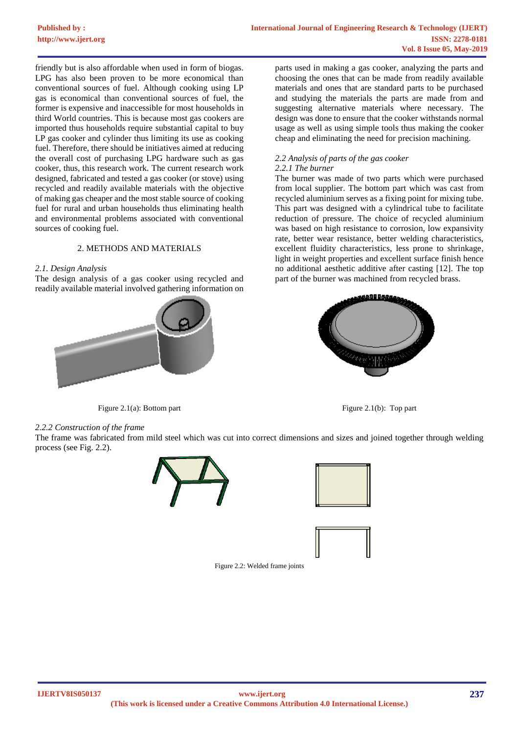friendly but is also affordable when used in form of biogas. LPG has also been proven to be more economical than conventional sources of fuel. Although cooking using LP gas is economical than conventional sources of fuel, the former is expensive and inaccessible for most households in third World countries. This is because most gas cookers are imported thus households require substantial capital to buy LP gas cooker and cylinder thus limiting its use as cooking fuel. Therefore, there should be initiatives aimed at reducing the overall cost of purchasing LPG hardware such as gas cooker, thus, this research work. The current research work designed, fabricated and tested a gas cooker (or stove) using recycled and readily available materials with the objective of making gas cheaper and the most stable source of cooking fuel for rural and urban households thus eliminating health and environmental problems associated with conventional sources of cooking fuel.

## 2. METHODS AND MATERIALS

### *2.1. Design Analysis*

The design analysis of a gas cooker using recycled and readily available material involved gathering information on parts used in making a gas cooker, analyzing the parts and choosing the ones that can be made from readily available materials and ones that are standard parts to be purchased and studying the materials the parts are made from and suggesting alternative materials where necessary. The design was done to ensure that the cooker withstands normal usage as well as using simple tools thus making the cooker cheap and eliminating the need for precision machining.

### *2.2 Analysis of parts of the gas cooker*

#### *2.2.1 The burner*

The burner was made of two parts which were purchased from local supplier. The bottom part which was cast from recycled aluminium serves as a fixing point for mixing tube. This part was designed with a cylindrical tube to facilitate reduction of pressure. The choice of recycled aluminium was based on high resistance to corrosion, low expansivity rate, better wear resistance, better welding characteristics, excellent fluidity characteristics, less prone to shrinkage, light in weight properties and excellent surface finish hence no additional aesthetic additive after casting [12]. The top part of the burner was machined from recycled brass.

Figure 2.1(a): Bottom part

Figure 2.1(b): Top part

#### *2.2.2 Construction of the frame*

The frame was fabricated from mild steel which was cut into correct dimensions and sizes and joined together through welding process (see Fig. 2.2).

Figure 2.2: Welded frame joints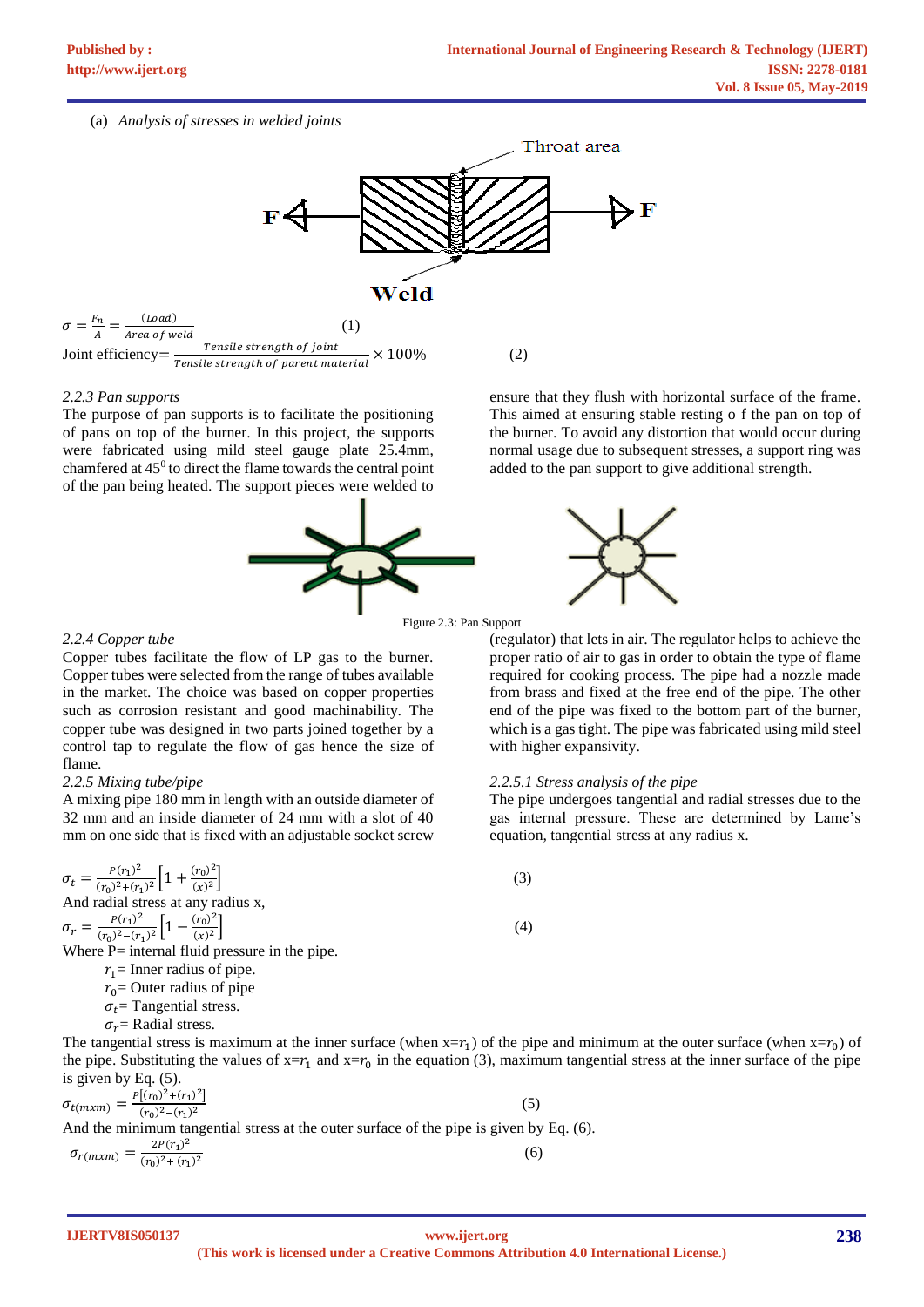(a) *Analysis of stresses in welded joints*

Throat area

F F

Weld

$$\sigma = \frac{F_n}{A} = \frac{(Load)}{Area\ of\ weld} \quad (1)$$

$$\text{Joint efficiency} = \frac{Tensile\ strength\ of\ joint}{Tensile\ strength\ of\ parent\ material} \times 100\% \quad (2)$$

*2.2.3 Pan supports*

The purpose of pan supports is to facilitate the positioning of pans on top of the burner. In this project, the supports were fabricated using mild steel gauge plate 25.4mm, chamfered at $45^0$ to direct the flame towards the central point of the pan being heated. The support pieces were welded to ensure that they flush with horizontal surface of the frame. This aimed at ensuring stable resting o f the pan on top of the burner. To avoid any distortion that would occur during normal usage due to subsequent stresses, a support ring was added to the pan support to give additional strength.

Figure 2.3: Pan Support

*2.2.4 Copper tube*

Copper tubes facilitate the flow of LP gas to the burner. Copper tubes were selected from the range of tubes available in the market. The choice was based on copper properties such as corrosion resistant and good machinability. The copper tube was designed in two parts joined together by a control tap to regulate the flow of gas hence the size of flame.

*2.2.5 Mixing tube/pipe*

A mixing pipe 180 mm in length with an outside diameter of 32 mm and an inside diameter of 24 mm with a slot of 40 mm on one side that is fixed with an adjustable socket screw (regulator) that lets in air. The regulator helps to achieve the proper ratio of air to gas in order to obtain the type of flame required for cooking process. The pipe had a nozzle made from brass and fixed at the free end of the pipe. The other end of the pipe was fixed to the bottom part of the burner, which is a gas tight. The pipe was fabricated using mild steel with higher expansivity.

*2.2.5.1 Stress analysis of the pipe*

The pipe undergoes tangential and radial stresses due to the gas internal pressure. These are determined by Lame's equation, tangential stress at any radius x.

$$\sigma_t = \frac{P(r_1)^2}{(r_0)^2+(r_1)^2}\left[1 + \frac{(r_0)^2}{(x)^2}\right] \quad (3)$$

And radial stress at any radius x,

$$\sigma_r = \frac{P(r_1)^2}{(r_0)^2-(r_1)^2}\left[1 - \frac{(r_0)^2}{(x)^2}\right] \quad (4)$$

Where P= internal fluid pressure in the pipe.

$r_1$= Inner radius of pipe.
$r_0$= Outer radius of pipe
$\sigma_t$= Tangential stress.
$\sigma_r$= Radial stress.

The tangential stress is maximum at the inner surface (when x=$r_1$) of the pipe and minimum at the outer surface (when x=$r_0$) of the pipe. Substituting the values of x=$r_1$ and x=$r_0$ in the equation (3), maximum tangential stress at the inner surface of the pipe is given by Eq. (5).

$$\sigma_{t(mxm)} = \frac{P[(r_0)^2+(r_1)^2]}{(r_0)^2-(r_1)^2} \quad (5)$$

And the minimum tangential stress at the outer surface of the pipe is given by Eq. (6).

$$\sigma_{r(mxm)} = \frac{2P(r_1)^2}{(r_0)^2+(r_1)^2} \quad (6)$$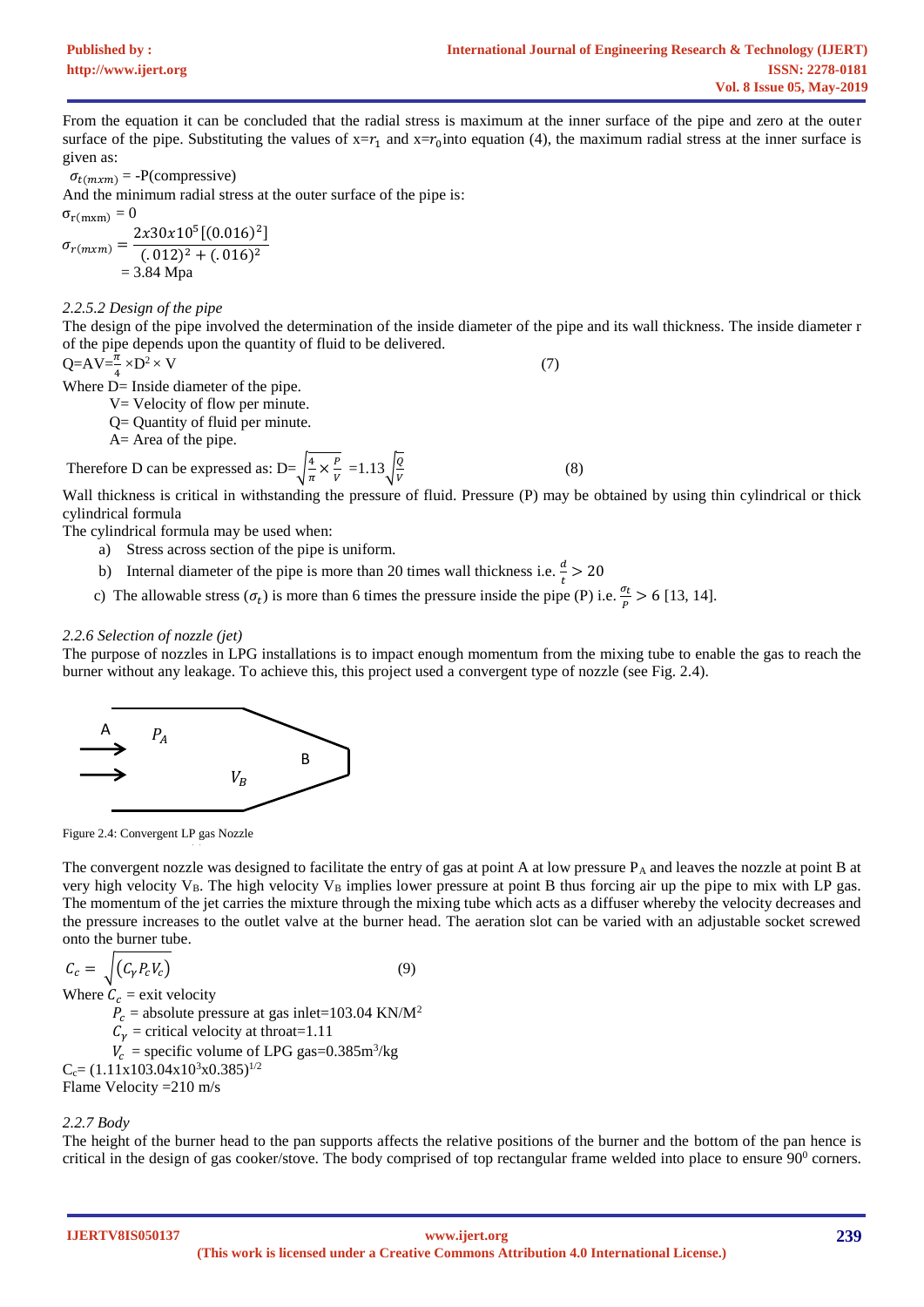From the equation it can be concluded that the radial stress is maximum at the inner surface of the pipe and zero at the outer surface of the pipe. Substituting the values of $x=r_1$ and $x=r_0$ into equation (4), the maximum radial stress at the inner surface is given as:

$\sigma_{t(mxm)}$ = -P(compressive)

And the minimum radial stress at the outer surface of the pipe is:

$\sigma_{r(mxm)} = 0$

$$\sigma_{r(mxm)} = \frac{2x30x10^5[(0.016)^2]}{(.012)^2 + (.016)^2}$$

= 3.84 Mpa

*2.2.5.2 Design of the pipe*

The design of the pipe involved the determination of the inside diameter of the pipe and its wall thickness. The inside diameter r of the pipe depends upon the quantity of fluid to be delivered.

$Q=AV=\frac{\pi}{4}\times D^2\times V$ (7)

Where D= Inside diameter of the pipe.

V= Velocity of flow per minute.

Q= Quantity of fluid per minute.

A= Area of the pipe.

Therefore D can be expressed as: $D=\sqrt{\frac{4}{\pi}\times\frac{P}{V}}$ $=1.13\sqrt{\frac{Q}{V}}$ (8)

Wall thickness is critical in withstanding the pressure of fluid. Pressure (P) may be obtained by using thin cylindrical or thick cylindrical formula

The cylindrical formula may be used when:

a) Stress across section of the pipe is uniform.
b) Internal diameter of the pipe is more than 20 times wall thickness i.e. $\frac{d}{t} > 20$
c) The allowable stress ($\sigma_t$) is more than 6 times the pressure inside the pipe (P) i.e. $\frac{\sigma_t}{P} > 6$ [13, 14].

*2.2.6 Selection of nozzle (jet)*

The purpose of nozzles in LPG installations is to impact enough momentum from the mixing tube to enable the gas to reach the burner without any leakage. To achieve this, this project used a convergent type of nozzle (see Fig. 2.4).

Figure 2.4: Convergent LP gas Nozzle

The convergent nozzle was designed to facilitate the entry of gas at point A at low pressure $P_A$ and leaves the nozzle at point B at very high velocity $V_B$. The high velocity $V_B$ implies lower pressure at point B thus forcing air up the pipe to mix with LP gas. The momentum of the jet carries the mixture through the mixing tube which acts as a diffuser whereby the velocity decreases and the pressure increases to the outlet valve at the burner head. The aeration slot can be varied with an adjustable socket screwed onto the burner tube.

$$C_c = \sqrt{(C_\gamma P_c V_c)} \quad (9)$$

Where $C_c$ = exit velocity

$P_c$ = absolute pressure at gas inlet=103.04 KN/M$^2$

$C_\gamma$ = critical velocity at throat=1.11

$V_c$ = specific volume of LPG gas=0.385m$^3$/kg

$C_c = (1.11x103.04x10^3x0.385)^{1/2}$

Flame Velocity =210 m/s

*2.2.7 Body*

The height of the burner head to the pan supports affects the relative positions of the burner and the bottom of the pan hence is critical in the design of gas cooker/stove. The body comprised of top rectangular frame welded into place to ensure $90^0$ corners.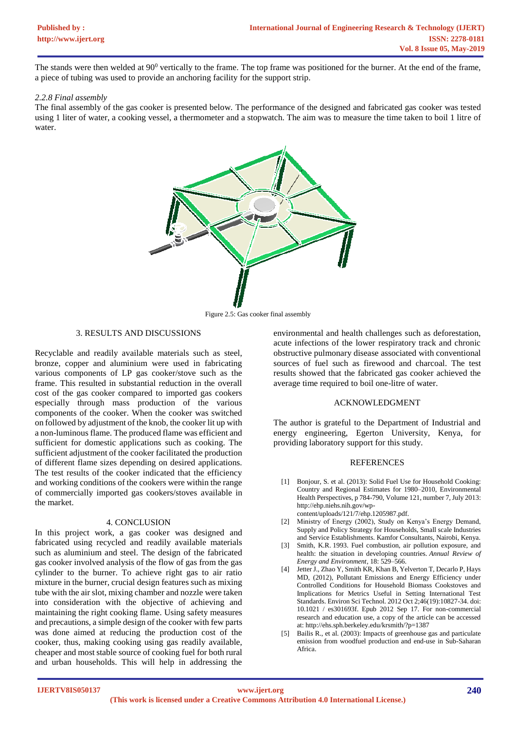The stands were then welded at $90^0$ vertically to the frame. The top frame was positioned for the burner. At the end of the frame, a piece of tubing was used to provide an anchoring facility for the support strip.

### *2.2.8 Final assembly*

The final assembly of the gas cooker is presented below. The performance of the designed and fabricated gas cooker was tested using 1 liter of water, a cooking vessel, a thermometer and a stopwatch. The aim was to measure the time taken to boil 1 litre of water.

Figure 2.5: Gas cooker final assembly

## 3. RESULTS AND DISCUSSIONS

Recyclable and readily available materials such as steel, bronze, copper and aluminium were used in fabricating various components of LP gas cooker/stove such as the frame. This resulted in substantial reduction in the overall cost of the gas cooker compared to imported gas cookers especially through mass production of the various components of the cooker. When the cooker was switched on followed by adjustment of the knob, the cooker lit up with a non-luminous flame. The produced flame was efficient and sufficient for domestic applications such as cooking. The sufficient adjustment of the cooker facilitated the production of different flame sizes depending on desired applications. The test results of the cooker indicated that the efficiency and working conditions of the cookers were within the range of commercially imported gas cookers/stoves available in the market.

## 4. CONCLUSION

In this project work, a gas cooker was designed and fabricated using recycled and readily available materials such as aluminium and steel. The design of the fabricated gas cooker involved analysis of the flow of gas from the gas cylinder to the burner. To achieve right gas to air ratio mixture in the burner, crucial design features such as mixing tube with the air slot, mixing chamber and nozzle were taken into consideration with the objective of achieving and maintaining the right cooking flame. Using safety measures and precautions, a simple design of the cooker with few parts was done aimed at reducing the production cost of the cooker, thus, making cooking using gas readily available, cheaper and most stable source of cooking fuel for both rural and urban households. This will help in addressing the environmental and health challenges such as deforestation, acute infections of the lower respiratory track and chronic obstructive pulmonary disease associated with conventional sources of fuel such as firewood and charcoal. The test results showed that the fabricated gas cooker achieved the average time required to boil one-litre of water.

## ACKNOWLEDGMENT

The author is grateful to the Department of Industrial and energy engineering, Egerton University, Kenya, for providing laboratory support for this study.

## REFERENCES

[1] Bonjour, S. et al. (2013): Solid Fuel Use for Household Cooking: Country and Regional Estimates for 1980–2010, Environmental Health Perspectives, p 784-790, Volume 121, number 7, July 2013: http://ehp.niehs.nih.gov/wp-content/uploads/121/7/ehp.1205987.pdf.

[2] Ministry of Energy (2002), Study on Kenya's Energy Demand, Supply and Policy Strategy for Households, Small scale Industries and Service Establishments. Kamfor Consultants, Nairobi, Kenya.

[3] Smith, K.R. 1993. Fuel combustion, air pollution exposure, and health: the situation in developing countries. *Annual Review of Energy and Environment*, 18: 529–566.

[4] Jetter J., Zhao Y, Smith KR, Khan B, Yelverton T, Decarlo P, Hays MD, (2012), Pollutant Emissions and Energy Efficiency under Controlled Conditions for Household Biomass Cookstoves and Implications for Metrics Useful in Setting International Test Standards. Environ Sci Technol. 2012 Oct 2;46(19):10827-34. doi: 10.1021 / es301693f. Epub 2012 Sep 17. For non-commercial research and education use, a copy of the article can be accessed at: http://ehs.sph.berkeley.edu/krsmith/?p=1387

[5] Bailis R., et al. (2003): Impacts of greenhouse gas and particulate emission from woodfuel production and end-use in Sub-Saharan Africa.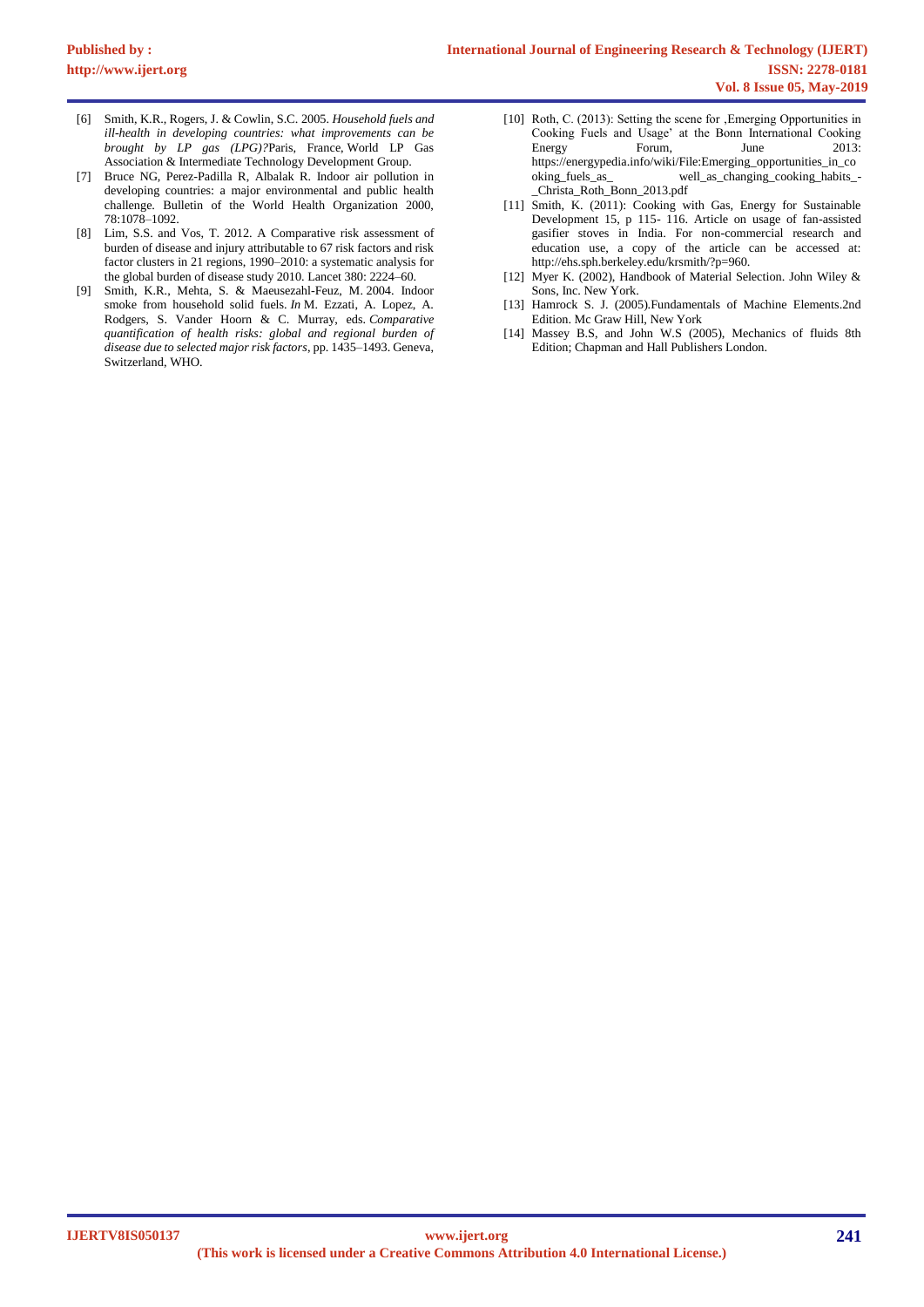[6] Smith, K.R., Rogers, J. & Cowlin, S.C. 2005. *Household fuels and ill-health in developing countries: what improvements can be brought by LP gas (LPG)?*Paris, France, World LP Gas Association & Intermediate Technology Development Group.

[7] Bruce NG, Perez-Padilla R, Albalak R. Indoor air pollution in developing countries: a major environmental and public health challenge. Bulletin of the World Health Organization 2000, 78:1078–1092.

[8] Lim, S.S. and Vos, T. 2012. A Comparative risk assessment of burden of disease and injury attributable to 67 risk factors and risk factor clusters in 21 regions, 1990–2010: a systematic analysis for the global burden of disease study 2010. Lancet 380: 2224–60.

[9] Smith, K.R., Mehta, S. & Maeusezahl-Feuz, M. 2004. Indoor smoke from household solid fuels. *In* M. Ezzati, A. Lopez, A. Rodgers, S. Vander Hoorn & C. Murray, eds. *Comparative quantification of health risks: global and regional burden of disease due to selected major risk factors*, pp. 1435–1493. Geneva, Switzerland, WHO.

[10] Roth, C. (2013): Setting the scene for ‚Emerging Opportunities in Cooking Fuels and Usage' at the Bonn International Cooking Energy Forum, June 2013: https://energypedia.info/wiki/File:Emerging_opportunities_in_cooking_fuels_as_ well_as_changing_cooking_habits_-_Christa_Roth_Bonn_2013.pdf

[11] Smith, K. (2011): Cooking with Gas, Energy for Sustainable Development 15, p 115- 116. Article on usage of fan-assisted gasifier stoves in India. For non-commercial research and education use, a copy of the article can be accessed at: http://ehs.sph.berkeley.edu/krsmith/?p=960.

[12] Myer K. (2002), Handbook of Material Selection. John Wiley & Sons, Inc. New York.

[13] Hamrock S. J. (2005).Fundamentals of Machine Elements.2nd Edition. Mc Graw Hill, New York

[14] Massey B.S, and John W.S (2005), Mechanics of fluids 8th Edition; Chapman and Hall Publishers London.